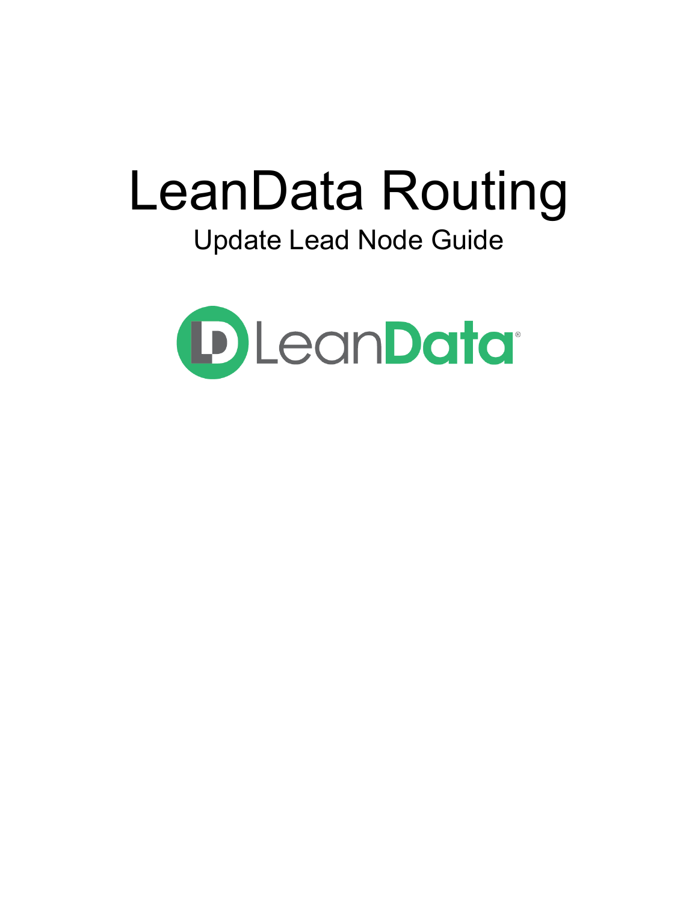# LeanData Routing

Update Lead Node Guide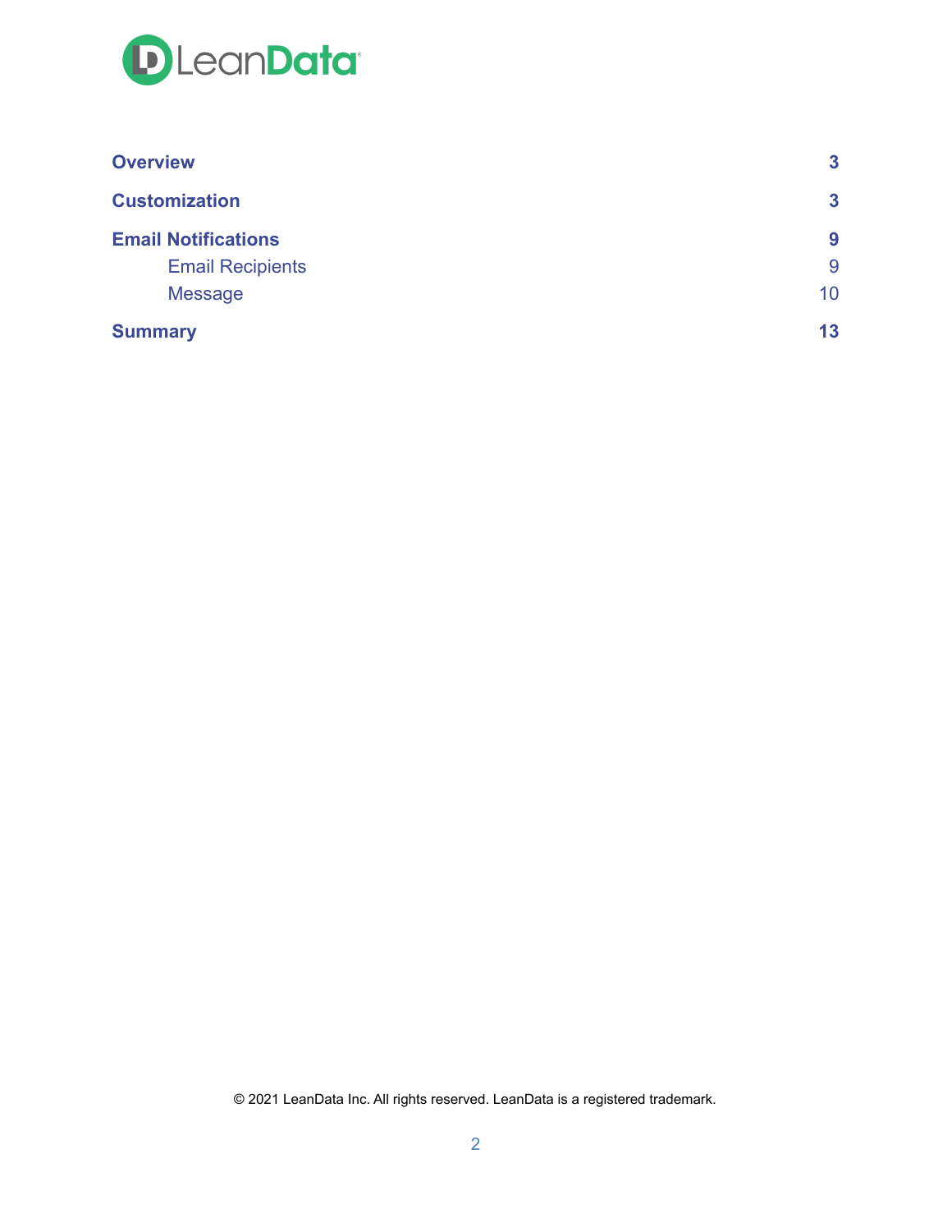| | |
|---|---|
| **Overview** | **3** |
| **Customization** | **3** |
| **Email Notifications** | **9** |
| Email Recipients | 9 |
| Message | 10 |
| **Summary** | **13** |

© 2021 LeanData Inc. All rights reserved. LeanData is a registered trademark.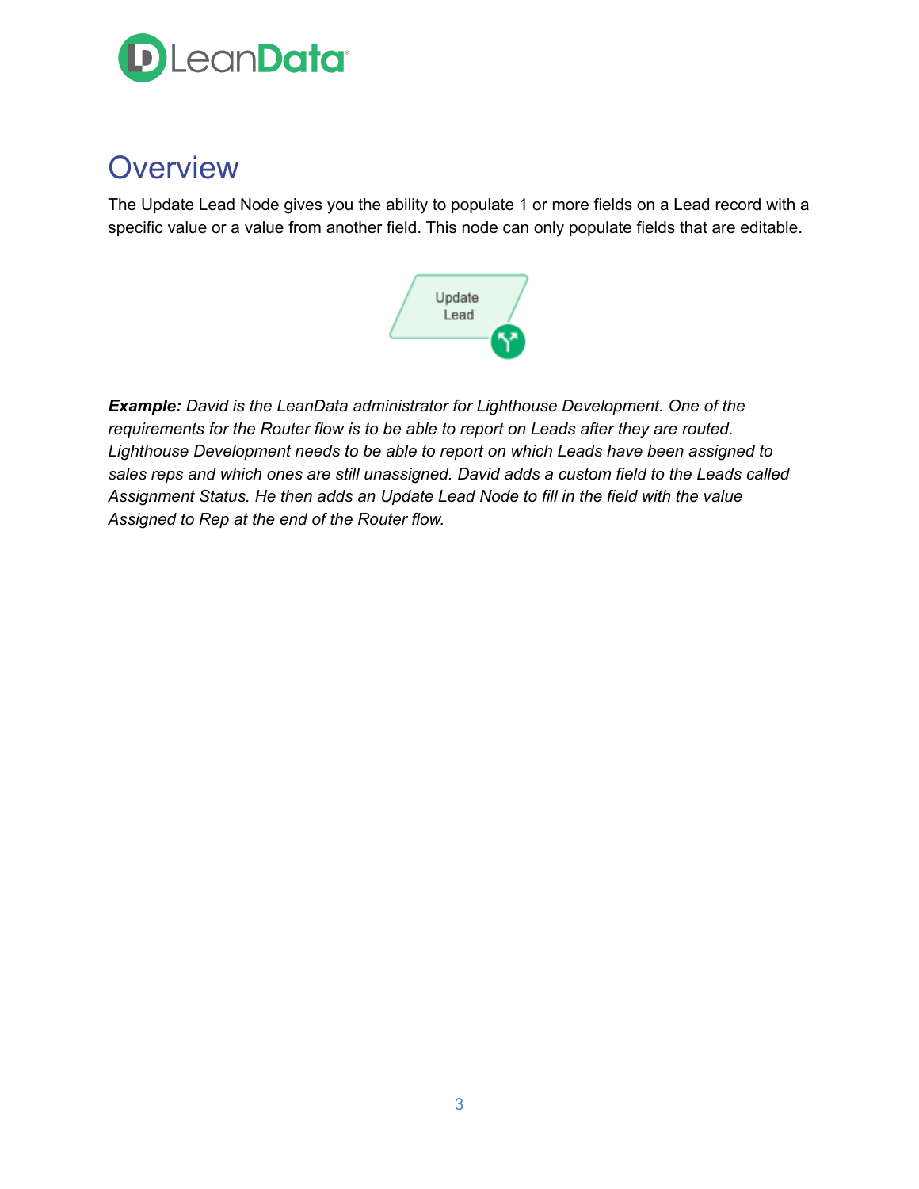# Overview

The Update Lead Node gives you the ability to populate 1 or more fields on a Lead record with a specific value or a value from another field. This node can only populate fields that are editable.

***Example:*** *David is the LeanData administrator for Lighthouse Development. One of the requirements for the Router flow is to be able to report on Leads after they are routed. Lighthouse Development needs to be able to report on which Leads have been assigned to sales reps and which ones are still unassigned. David adds a custom field to the Leads called Assignment Status. He then adds an Update Lead Node to fill in the field with the value Assigned to Rep at the end of the Router flow.*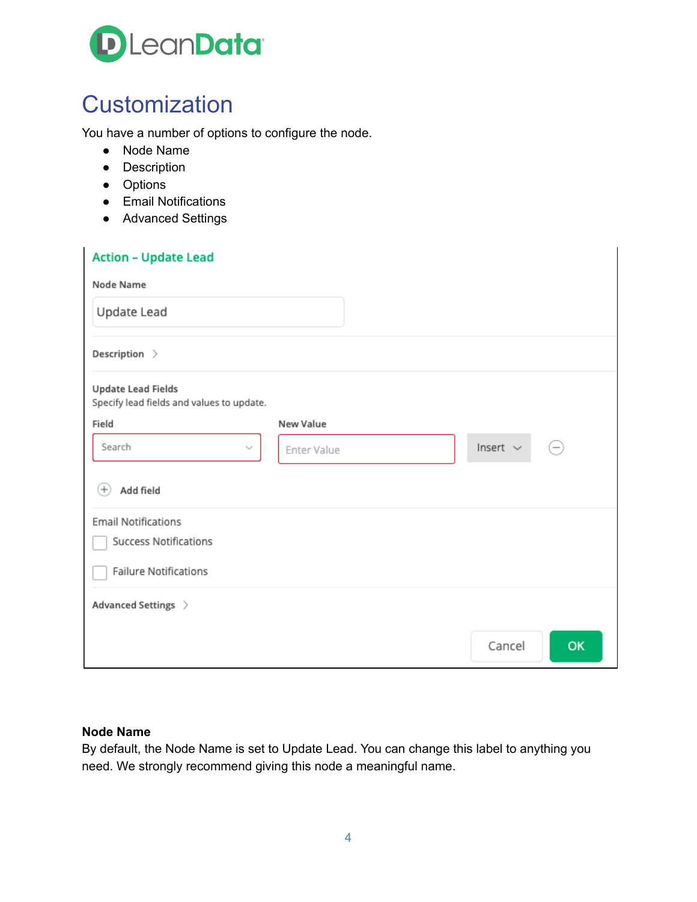# Customization

You have a number of options to configure the node.

- Node Name
- Description
- Options
- Email Notifications
- Advanced Settings

Action – Update Lead

Node Name

Update Lead

Description

Update Lead Fields

Specify lead fields and values to update.

Field | New Value

Search | Enter Value | Insert

Add field

Email Notifications

Success Notifications

Failure Notifications

Advanced Settings

Cancel | OK

**Node Name**

By default, the Node Name is set to Update Lead. You can change this label to anything you need. We strongly recommend giving this node a meaningful name.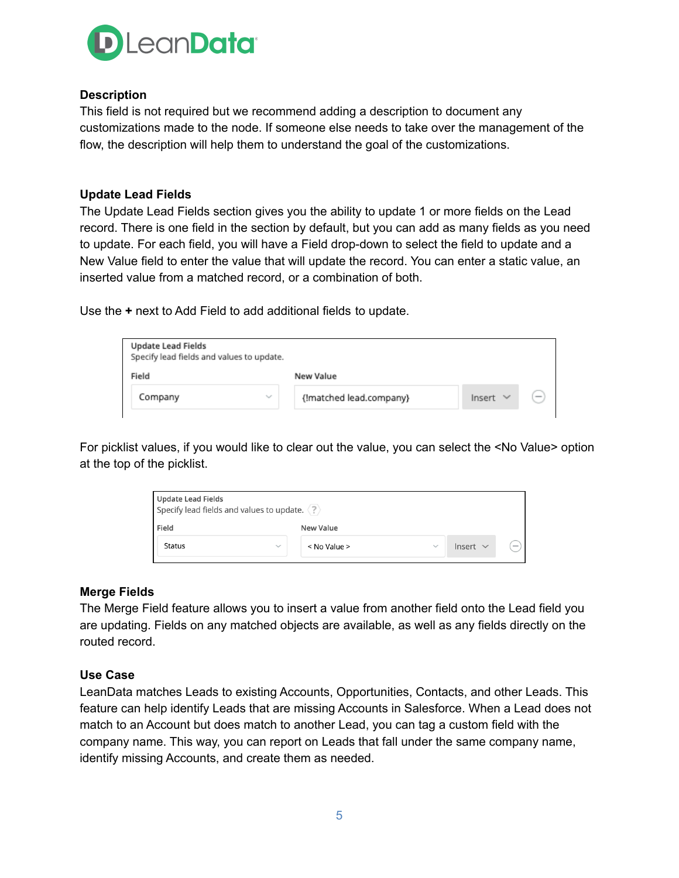### Description

This field is not required but we recommend adding a description to document any customizations made to the node. If someone else needs to take over the management of the flow, the description will help them to understand the goal of the customizations.

### Update Lead Fields

The Update Lead Fields section gives you the ability to update 1 or more fields on the Lead record. There is one field in the section by default, but you can add as many fields as you need to update. For each field, you will have a Field drop-down to select the field to update and a New Value field to enter the value that will update the record. You can enter a static value, an inserted value from a matched record, or a combination of both.

Use the **+** next to Add Field to add additional fields to update.

Update Lead Fields
Specify lead fields and values to update.

| Field | New Value | |
|---|---|---|
| Company | {!matched lead.company} | Insert |

For picklist values, if you would like to clear out the value, you can select the <No Value> option at the top of the picklist.

Update Lead Fields
Specify lead fields and values to update.

| Field | New Value | |
|---|---|---|
| Status | < No Value > | Insert |

### Merge Fields

The Merge Field feature allows you to insert a value from another field onto the Lead field you are updating. Fields on any matched objects are available, as well as any fields directly on the routed record.

### Use Case

LeanData matches Leads to existing Accounts, Opportunities, Contacts, and other Leads. This feature can help identify Leads that are missing Accounts in Salesforce. When a Lead does not match to an Account but does match to another Lead, you can tag a custom field with the company name. This way, you can report on Leads that fall under the same company name, identify missing Accounts, and create them as needed.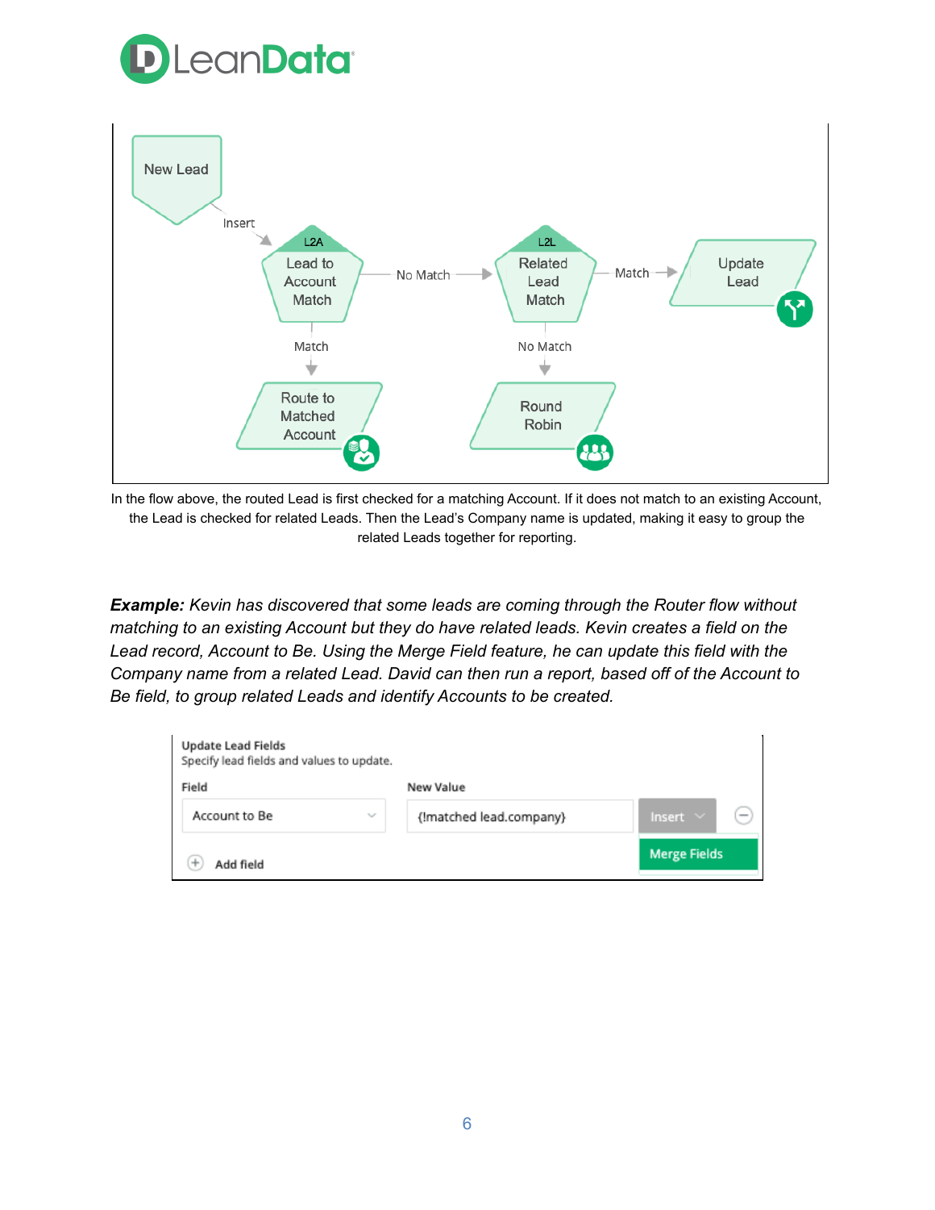In the flow above, the routed Lead is first checked for a matching Account. If it does not match to an existing Account, the Lead is checked for related Leads. Then the Lead's Company name is updated, making it easy to group the related Leads together for reporting.

***Example:*** *Kevin has discovered that some leads are coming through the Router flow without matching to an existing Account but they do have related leads. Kevin creates a field on the Lead record, Account to Be. Using the Merge Field feature, he can update this field with the Company name from a related Lead. David can then run a report, based off of the Account to Be field, to group related Leads and identify Accounts to be created.*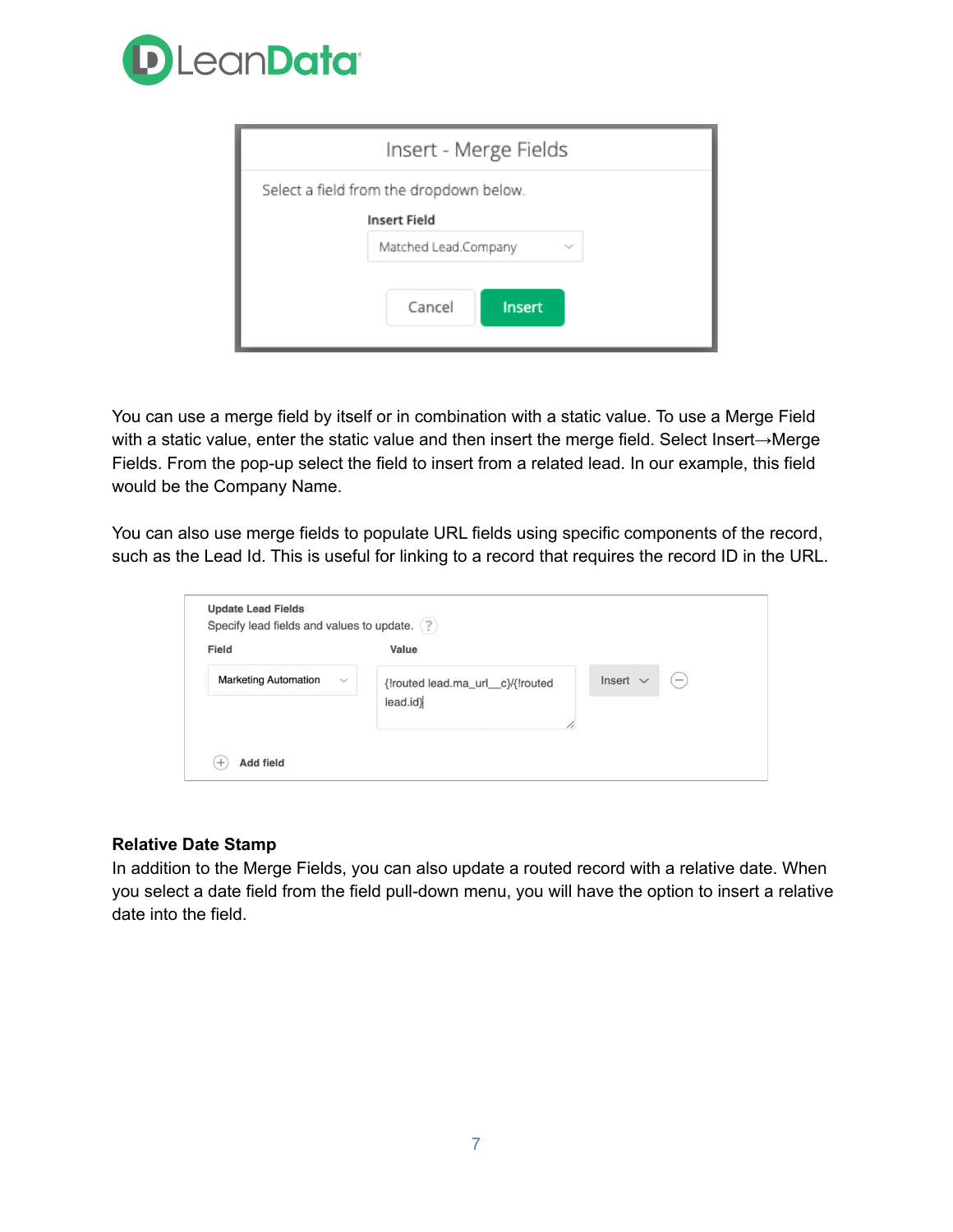You can use a merge field by itself or in combination with a static value. To use a Merge Field with a static value, enter the static value and then insert the merge field. Select Insert→Merge Fields. From the pop-up select the field to insert from a related lead. In our example, this field would be the Company Name.

You can also use merge fields to populate URL fields using specific components of the record, such as the Lead Id. This is useful for linking to a record that requires the record ID in the URL.

**Relative Date Stamp**

In addition to the Merge Fields, you can also update a routed record with a relative date. When you select a date field from the field pull-down menu, you will have the option to insert a relative date into the field.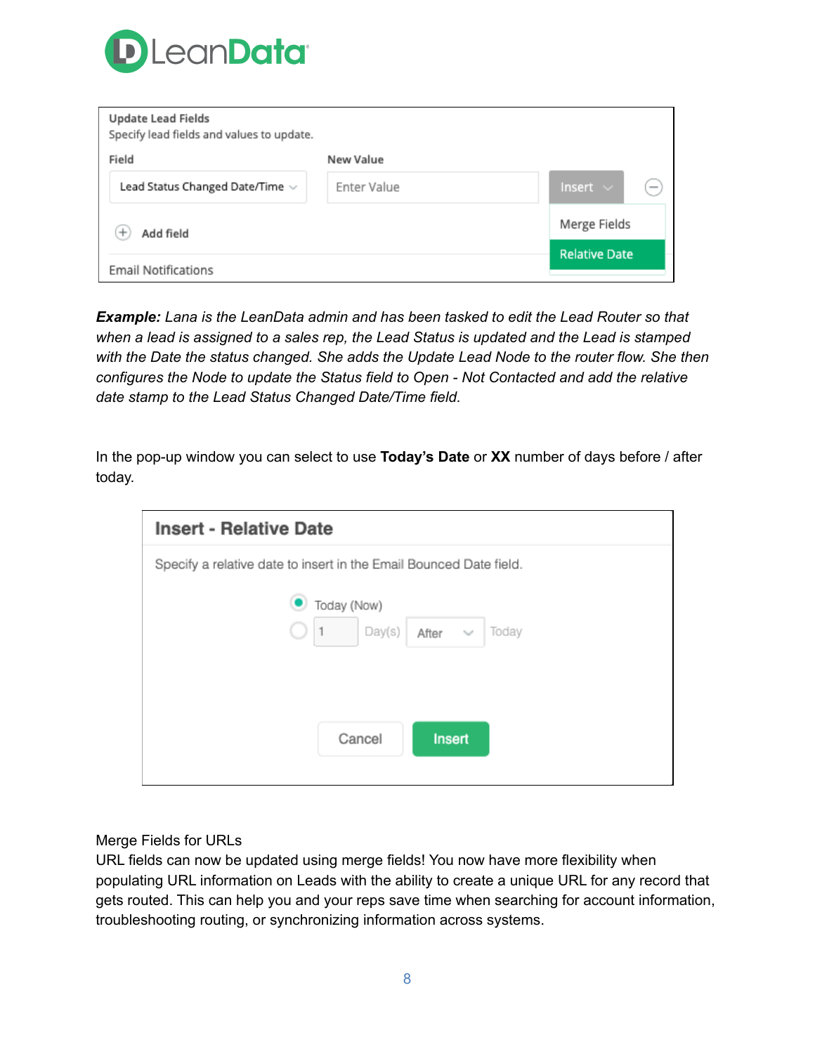**Example:** *Lana is the LeanData admin and has been tasked to edit the Lead Router so that when a lead is assigned to a sales rep, the Lead Status is updated and the Lead is stamped with the Date the status changed. She adds the Update Lead Node to the router flow. She then configures the Node to update the Status field to Open - Not Contacted and add the relative date stamp to the Lead Status Changed Date/Time field.*

In the pop-up window you can select to use **Today's Date** or **XX** number of days before / after today.

Merge Fields for URLs

URL fields can now be updated using merge fields! You now have more flexibility when populating URL information on Leads with the ability to create a unique URL for any record that gets routed. This can help you and your reps save time when searching for account information, troubleshooting routing, or synchronizing information across systems.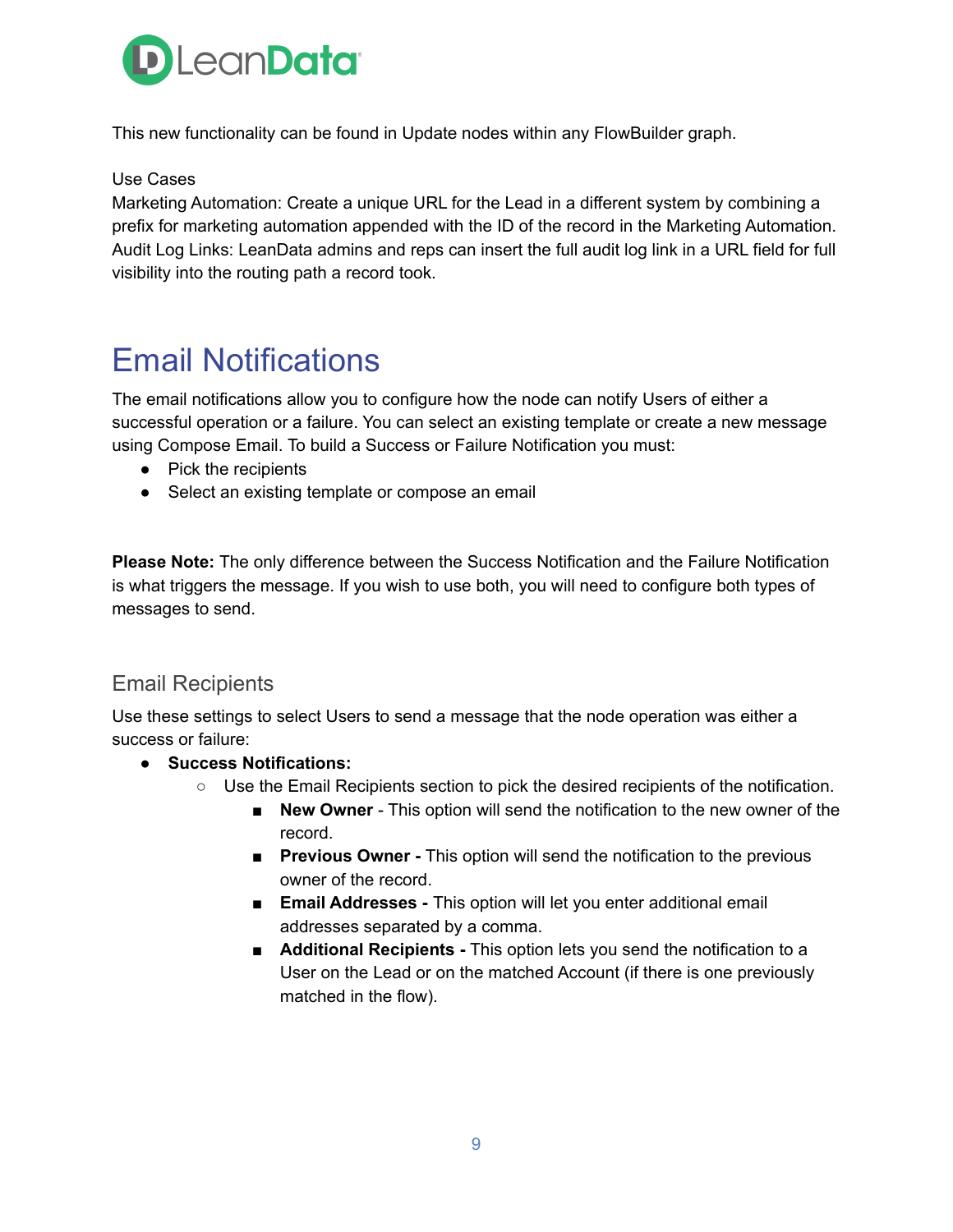This new functionality can be found in Update nodes within any FlowBuilder graph.

Use Cases
Marketing Automation: Create a unique URL for the Lead in a different system by combining a prefix for marketing automation appended with the ID of the record in the Marketing Automation.
Audit Log Links: LeanData admins and reps can insert the full audit log link in a URL field for full visibility into the routing path a record took.

# Email Notifications

The email notifications allow you to configure how the node can notify Users of either a successful operation or a failure. You can select an existing template or create a new message using Compose Email. To build a Success or Failure Notification you must:

- Pick the recipients
- Select an existing template or compose an email

**Please Note:** The only difference between the Success Notification and the Failure Notification is what triggers the message. If you wish to use both, you will need to configure both types of messages to send.

## Email Recipients

Use these settings to select Users to send a message that the node operation was either a success or failure:

- **Success Notifications:**
  - Use the Email Recipients section to pick the desired recipients of the notification.
    - **New Owner** - This option will send the notification to the new owner of the record.
    - **Previous Owner -** This option will send the notification to the previous owner of the record.
    - **Email Addresses -** This option will let you enter additional email addresses separated by a comma.
    - **Additional Recipients -** This option lets you send the notification to a User on the Lead or on the matched Account (if there is one previously matched in the flow).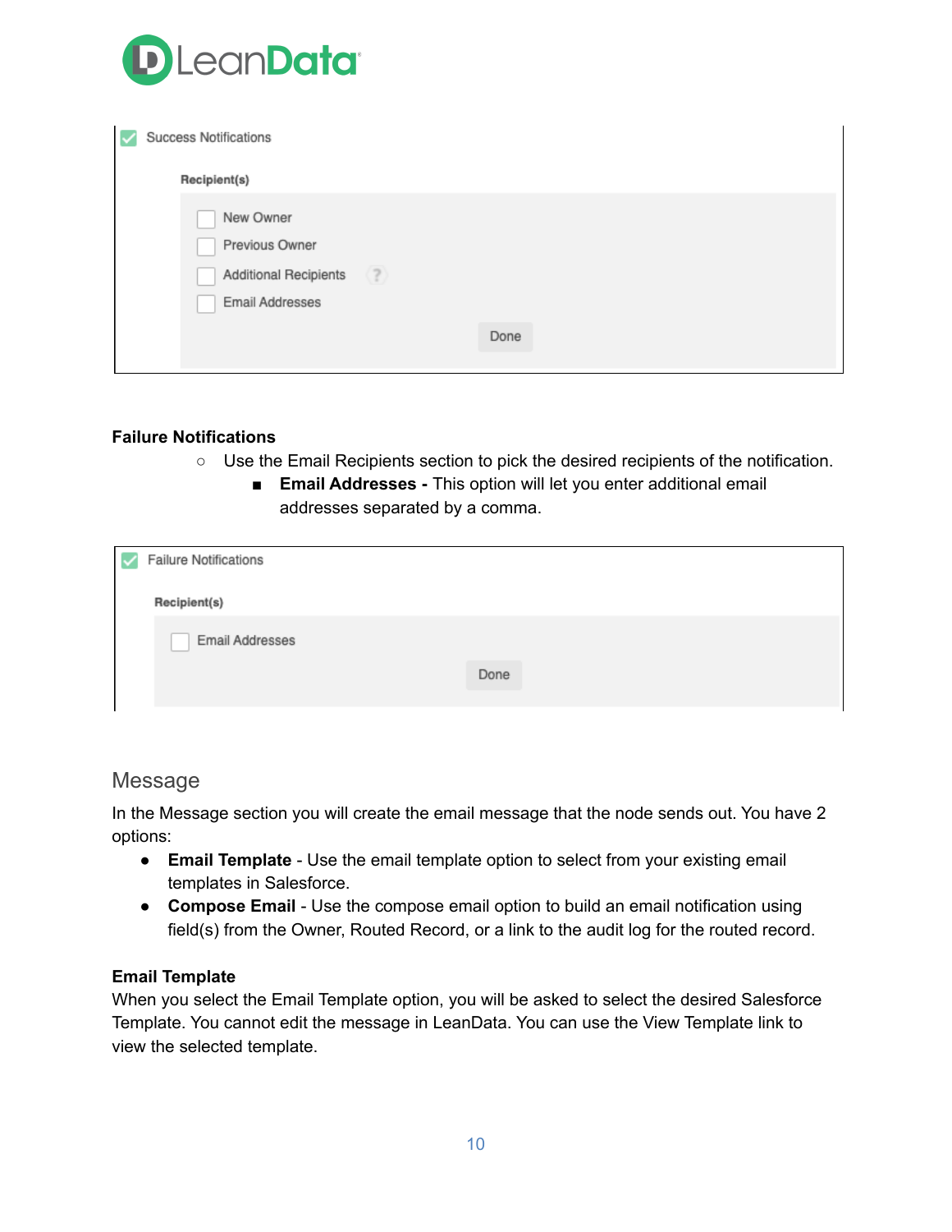Success Notifications

**Recipient(s)**

- [ ] New Owner
- [ ] Previous Owner
- [ ] Additional Recipients
- [ ] Email Addresses

Done

**Failure Notifications**

- Use the Email Recipients section to pick the desired recipients of the notification.
  - **Email Addresses -** This option will let you enter additional email addresses separated by a comma.

Failure Notifications

**Recipient(s)**

- [ ] Email Addresses

Done

## Message

In the Message section you will create the email message that the node sends out. You have 2 options:

- **Email Template** - Use the email template option to select from your existing email templates in Salesforce.
- **Compose Email** - Use the compose email option to build an email notification using field(s) from the Owner, Routed Record, or a link to the audit log for the routed record.

**Email Template**

When you select the Email Template option, you will be asked to select the desired Salesforce Template. You cannot edit the message in LeanData. You can use the View Template link to view the selected template.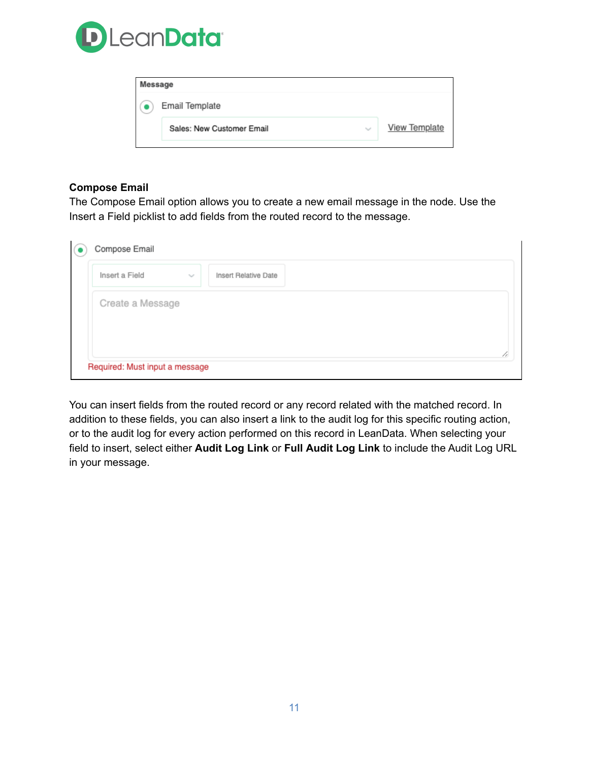Message

Email Template

Sales: New Customer Email

View Template

**Compose Email**

The Compose Email option allows you to create a new email message in the node. Use the Insert a Field picklist to add fields from the routed record to the message.

Compose Email

Insert a Field

Insert Relative Date

Create a Message

Required: Must input a message

You can insert fields from the routed record or any record related with the matched record. In addition to these fields, you can also insert a link to the audit log for this specific routing action, or to the audit log for every action performed on this record in LeanData. When selecting your field to insert, select either **Audit Log Link** or **Full Audit Log Link** to include the Audit Log URL in your message.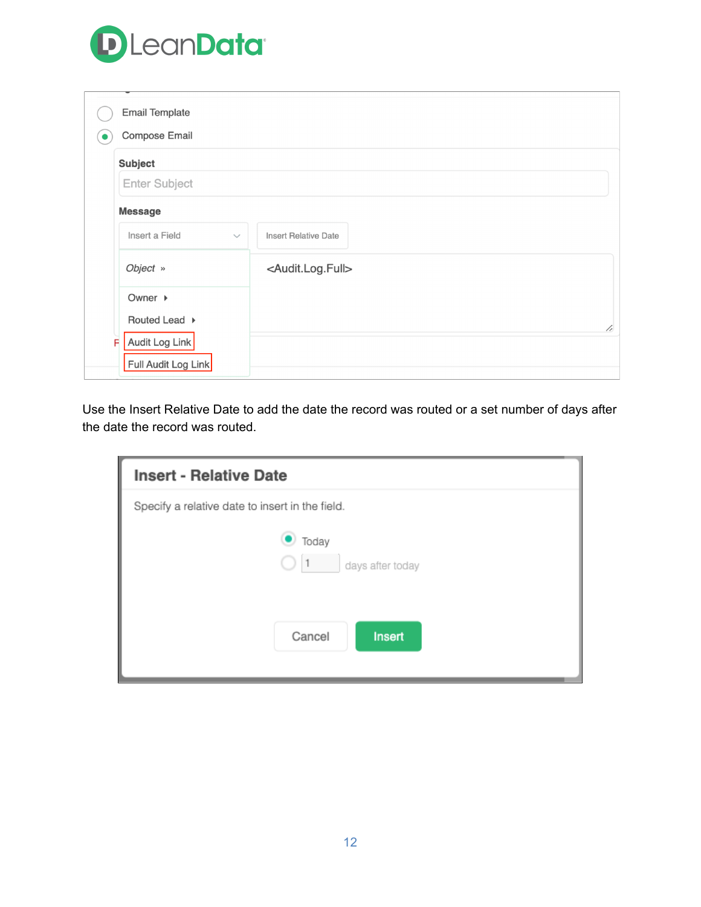Email Template

Compose Email

**Subject**

Enter Subject

**Message**

Insert a Field | Insert Relative Date

*Object* »

Owner ▸

Routed Lead ▸

Audit Log Link

Full Audit Log Link

<Audit.Log.Full>

Use the Insert Relative Date to add the date the record was routed or a set number of days after the date the record was routed.

**Insert - Relative Date**

Specify a relative date to insert in the field.

Today

1 days after today

Cancel | Insert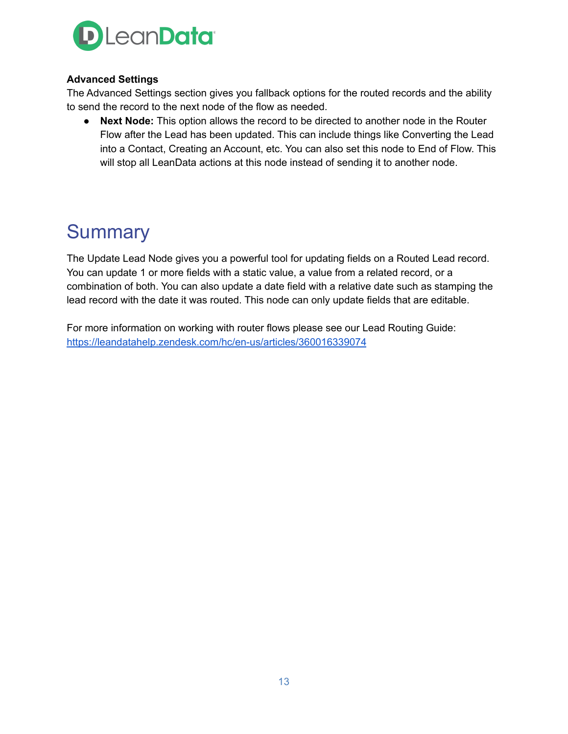**Advanced Settings**

The Advanced Settings section gives you fallback options for the routed records and the ability to send the record to the next node of the flow as needed.

- **Next Node:** This option allows the record to be directed to another node in the Router Flow after the Lead has been updated. This can include things like Converting the Lead into a Contact, Creating an Account, etc. You can also set this node to End of Flow. This will stop all LeanData actions at this node instead of sending it to another node.

# Summary

The Update Lead Node gives you a powerful tool for updating fields on a Routed Lead record. You can update 1 or more fields with a static value, a value from a related record, or a combination of both. You can also update a date field with a relative date such as stamping the lead record with the date it was routed. This node can only update fields that are editable.

For more information on working with router flows please see our Lead Routing Guide: https://leandatahelp.zendesk.com/hc/en-us/articles/360016339074